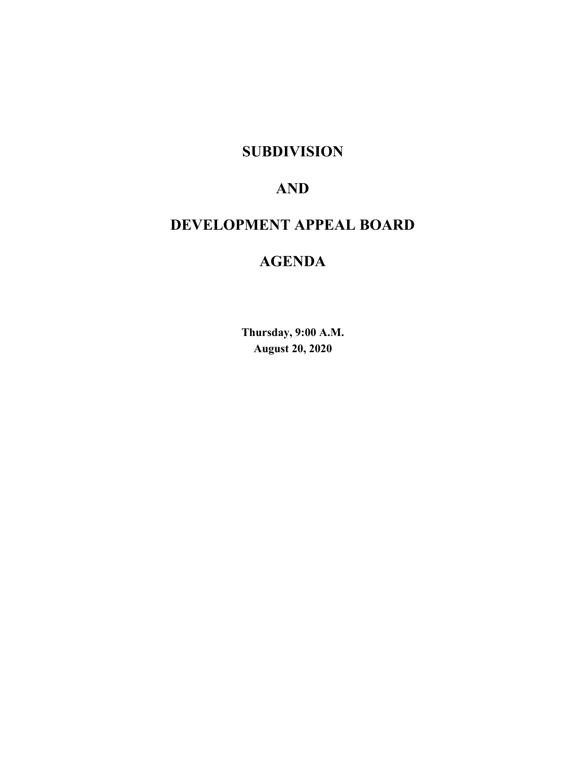# SUBDIVISION

# AND

# DEVELOPMENT APPEAL BOARD

# AGENDA

**Thursday, 9:00 A.M.**
**August 20, 2020**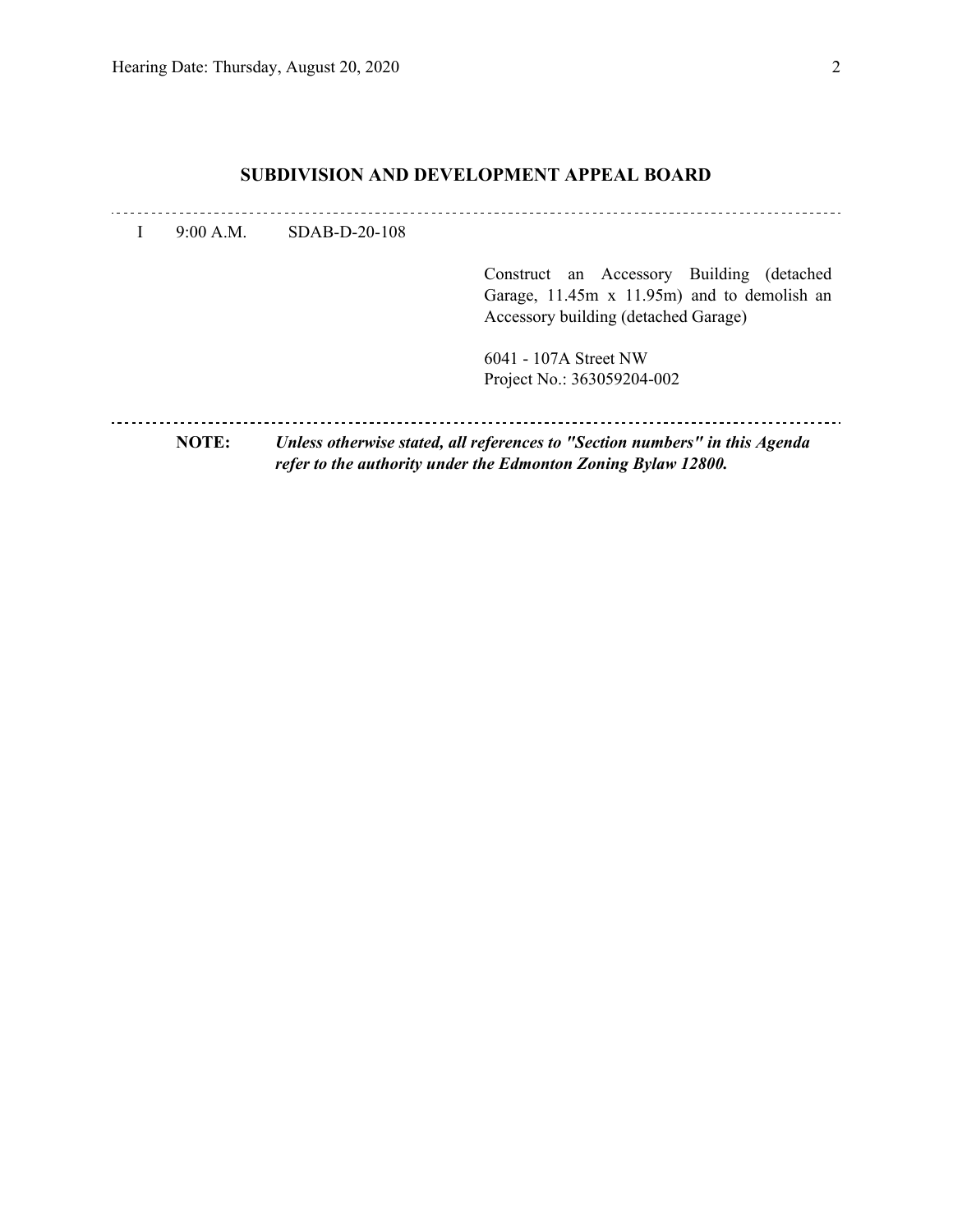## SUBDIVISION AND DEVELOPMENT APPEAL BOARD

I 9:00 A.M. SDAB-D-20-108

Construct an Accessory Building (detached Garage, 11.45m x 11.95m) and to demolish an Accessory building (detached Garage)

6041 - 107A Street NW
Project No.: 363059204-002

**NOTE:** ***Unless otherwise stated, all references to "Section numbers" in this Agenda refer to the authority under the Edmonton Zoning Bylaw 12800.***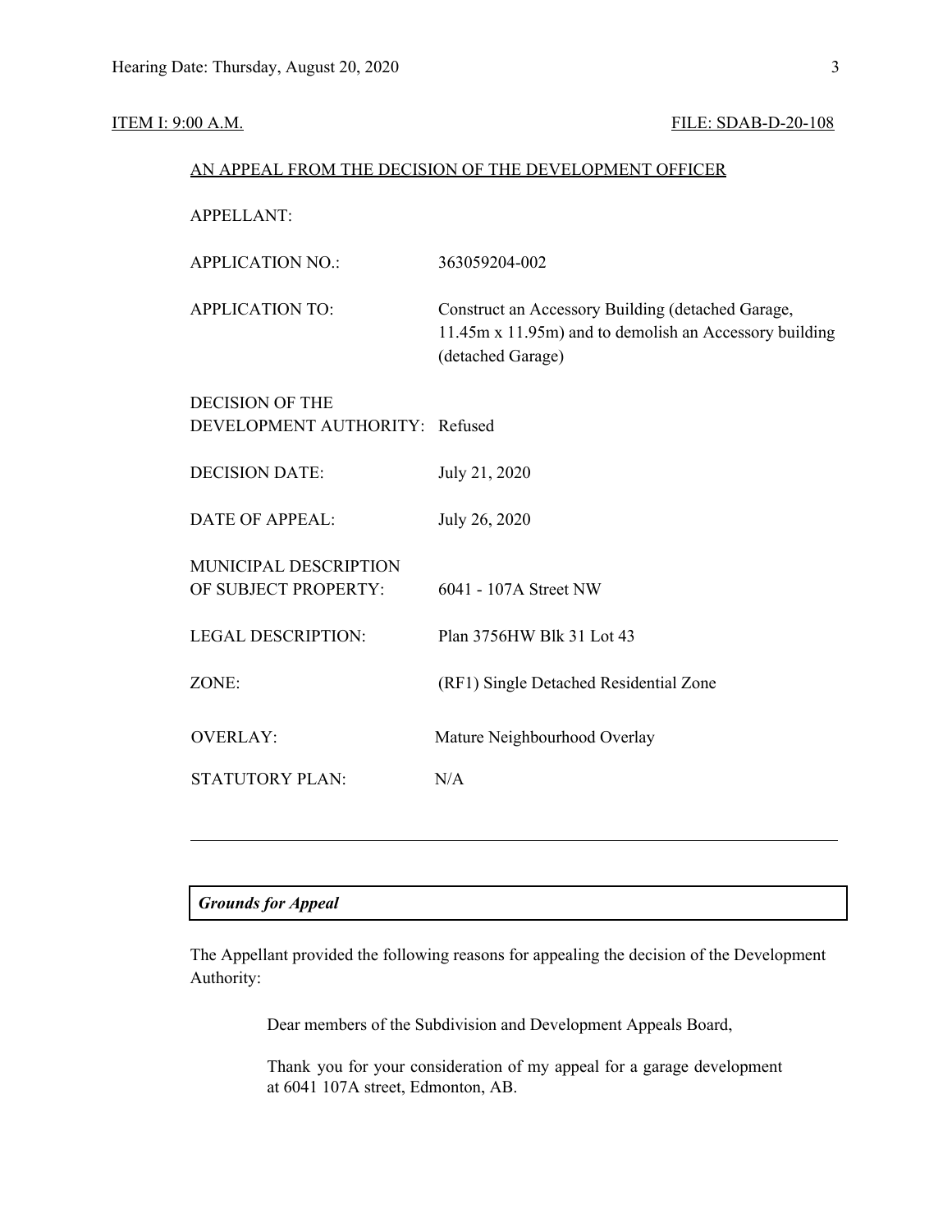ITEM I: 9:00 A.M. FILE: SDAB-D-20-108

AN APPEAL FROM THE DECISION OF THE DEVELOPMENT OFFICER

| | |
|---|---|
| APPELLANT: | |
| APPLICATION NO.: | 363059204-002 |
| APPLICATION TO: | Construct an Accessory Building (detached Garage, 11.45m x 11.95m) and to demolish an Accessory building (detached Garage) |
| DECISION OF THE DEVELOPMENT AUTHORITY: | Refused |
| DECISION DATE: | July 21, 2020 |
| DATE OF APPEAL: | July 26, 2020 |
| MUNICIPAL DESCRIPTION OF SUBJECT PROPERTY: | 6041 - 107A Street NW |
| LEGAL DESCRIPTION: | Plan 3756HW Blk 31 Lot 43 |
| ZONE: | (RF1) Single Detached Residential Zone |
| OVERLAY: | Mature Neighbourhood Overlay |
| STATUTORY PLAN: | N/A |

---

***Grounds for Appeal***

The Appellant provided the following reasons for appealing the decision of the Development Authority:

> Dear members of the Subdivision and Development Appeals Board,
>
> Thank you for your consideration of my appeal for a garage development at 6041 107A street, Edmonton, AB.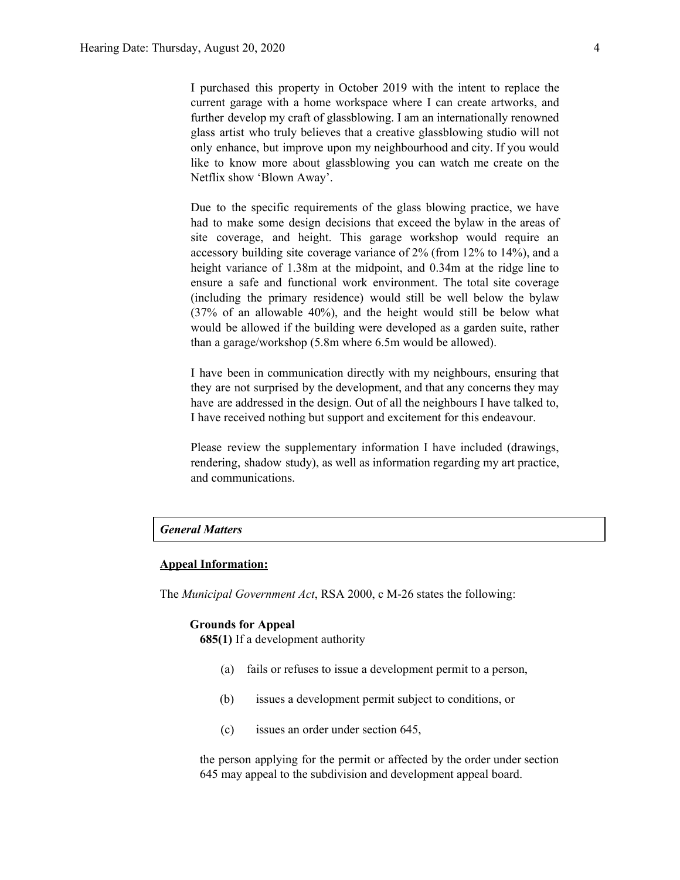I purchased this property in October 2019 with the intent to replace the current garage with a home workspace where I can create artworks, and further develop my craft of glassblowing. I am an internationally renowned glass artist who truly believes that a creative glassblowing studio will not only enhance, but improve upon my neighbourhood and city. If you would like to know more about glassblowing you can watch me create on the Netflix show 'Blown Away'.

Due to the specific requirements of the glass blowing practice, we have had to make some design decisions that exceed the bylaw in the areas of site coverage, and height. This garage workshop would require an accessory building site coverage variance of 2% (from 12% to 14%), and a height variance of 1.38m at the midpoint, and 0.34m at the ridge line to ensure a safe and functional work environment. The total site coverage (including the primary residence) would still be well below the bylaw (37% of an allowable 40%), and the height would still be below what would be allowed if the building were developed as a garden suite, rather than a garage/workshop (5.8m where 6.5m would be allowed).

I have been in communication directly with my neighbours, ensuring that they are not surprised by the development, and that any concerns they may have are addressed in the design. Out of all the neighbours I have talked to, I have received nothing but support and excitement for this endeavour.

Please review the supplementary information I have included (drawings, rendering, shadow study), as well as information regarding my art practice, and communications.

## *General Matters*

**Appeal Information:**

The *Municipal Government Act*, RSA 2000, c M-26 states the following:

**Grounds for Appeal**

**685(1)** If a development authority

(a) fails or refuses to issue a development permit to a person,

(b) issues a development permit subject to conditions, or

(c) issues an order under section 645,

the person applying for the permit or affected by the order under section 645 may appeal to the subdivision and development appeal board.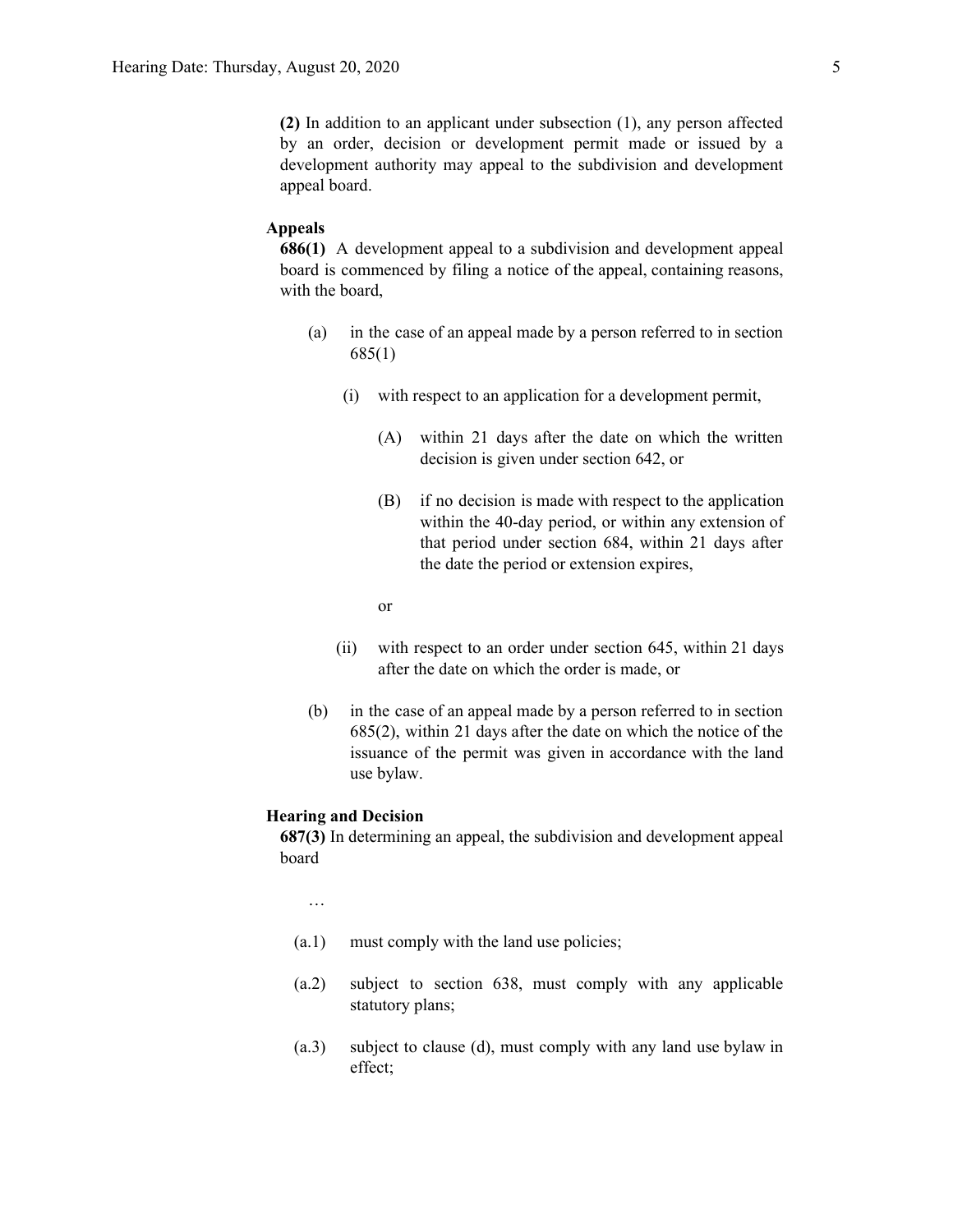**(2)** In addition to an applicant under subsection (1), any person affected by an order, decision or development permit made or issued by a development authority may appeal to the subdivision and development appeal board.

**Appeals**

**686(1)** A development appeal to a subdivision and development appeal board is commenced by filing a notice of the appeal, containing reasons, with the board,

(a) in the case of an appeal made by a person referred to in section 685(1)

(i) with respect to an application for a development permit,

(A) within 21 days after the date on which the written decision is given under section 642, or

(B) if no decision is made with respect to the application within the 40-day period, or within any extension of that period under section 684, within 21 days after the date the period or extension expires,

or

(ii) with respect to an order under section 645, within 21 days after the date on which the order is made, or

(b) in the case of an appeal made by a person referred to in section 685(2), within 21 days after the date on which the notice of the issuance of the permit was given in accordance with the land use bylaw.

**Hearing and Decision**

**687(3)** In determining an appeal, the subdivision and development appeal board

…

(a.1) must comply with the land use policies;

(a.2) subject to section 638, must comply with any applicable statutory plans;

(a.3) subject to clause (d), must comply with any land use bylaw in effect;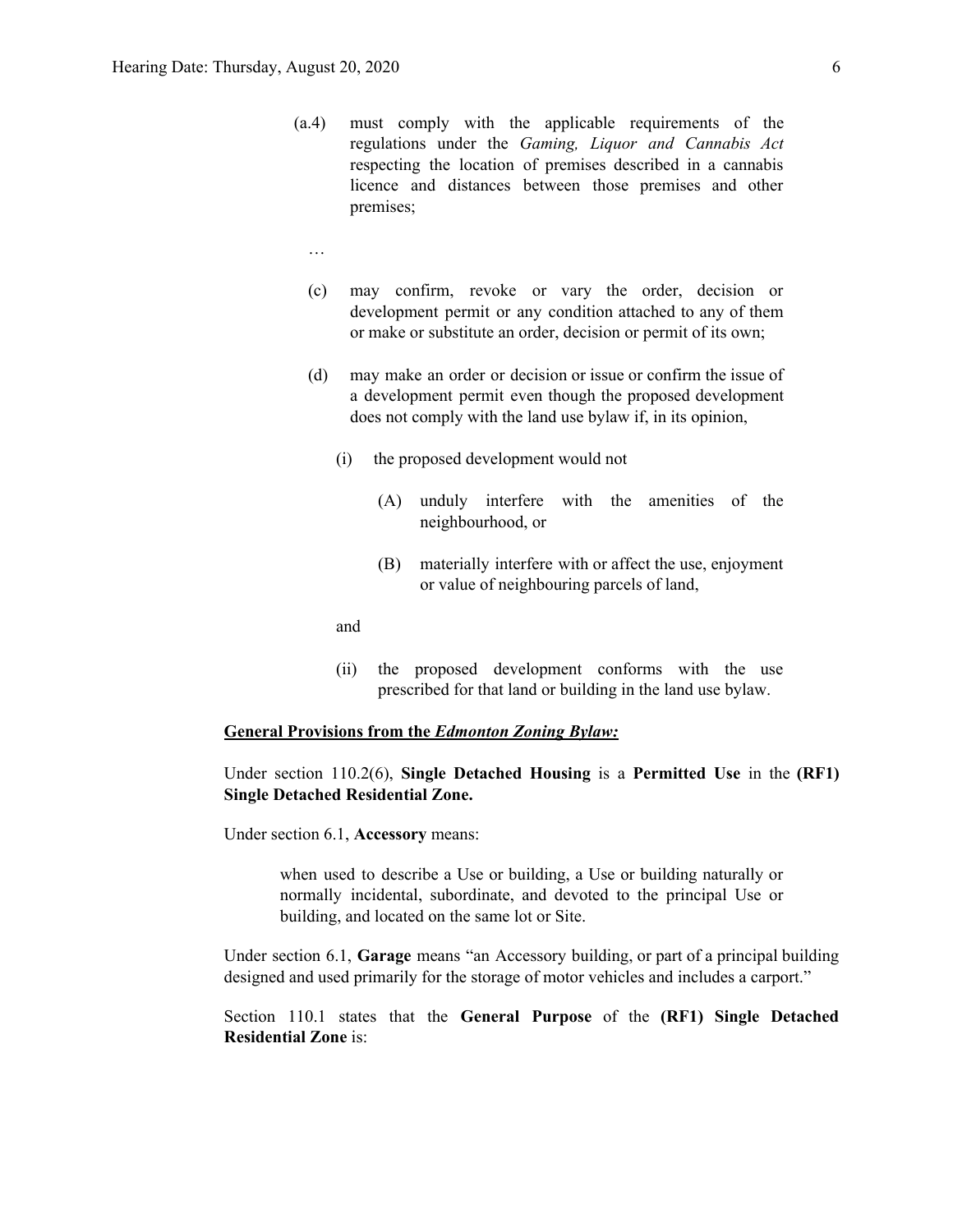(a.4) must comply with the applicable requirements of the regulations under the *Gaming, Liquor and Cannabis Act* respecting the location of premises described in a cannabis licence and distances between those premises and other premises;

…

(c) may confirm, revoke or vary the order, decision or development permit or any condition attached to any of them or make or substitute an order, decision or permit of its own;

(d) may make an order or decision or issue or confirm the issue of a development permit even though the proposed development does not comply with the land use bylaw if, in its opinion,

(i) the proposed development would not

(A) unduly interfere with the amenities of the neighbourhood, or

(B) materially interfere with or affect the use, enjoyment or value of neighbouring parcels of land,

and

(ii) the proposed development conforms with the use prescribed for that land or building in the land use bylaw.

**General Provisions from the *Edmonton Zoning Bylaw:***

Under section 110.2(6), **Single Detached Housing** is a **Permitted Use** in the **(RF1) Single Detached Residential Zone.**

Under section 6.1, **Accessory** means:

> when used to describe a Use or building, a Use or building naturally or normally incidental, subordinate, and devoted to the principal Use or building, and located on the same lot or Site.

Under section 6.1, **Garage** means "an Accessory building, or part of a principal building designed and used primarily for the storage of motor vehicles and includes a carport."

Section 110.1 states that the **General Purpose** of the **(RF1) Single Detached Residential Zone** is: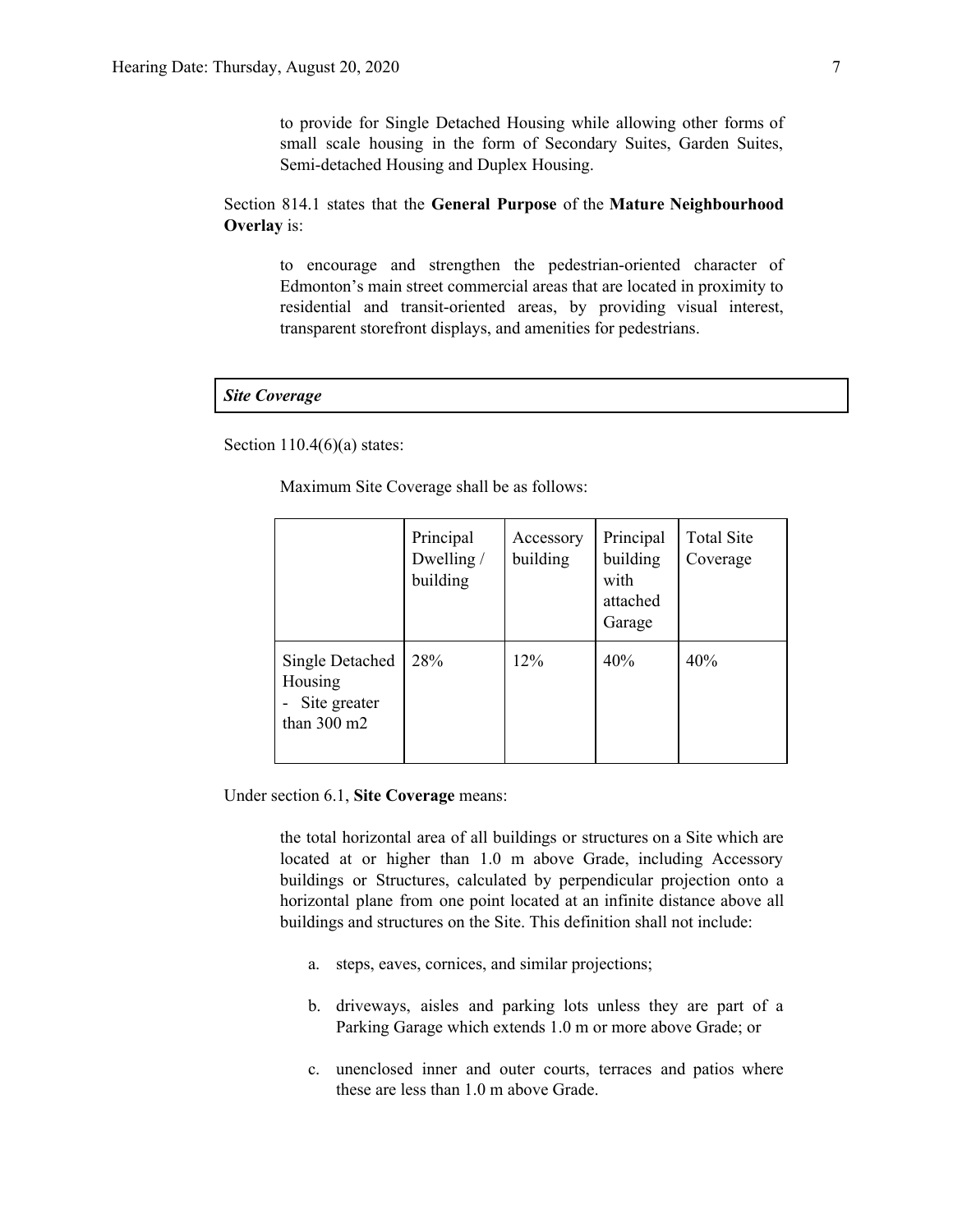> to provide for Single Detached Housing while allowing other forms of small scale housing in the form of Secondary Suites, Garden Suites, Semi-detached Housing and Duplex Housing.

Section 814.1 states that the **General Purpose** of the **Mature Neighbourhood Overlay** is:

> to encourage and strengthen the pedestrian-oriented character of Edmonton's main street commercial areas that are located in proximity to residential and transit-oriented areas, by providing visual interest, transparent storefront displays, and amenities for pedestrians.

***Site Coverage***

Section 110.4(6)(a) states:

> Maximum Site Coverage shall be as follows:

| | Principal Dwelling / building | Accessory building | Principal building with attached Garage | Total Site Coverage |
|---|---|---|---|---|
| Single Detached Housing - Site greater than 300 m2 | 28% | 12% | 40% | 40% |

Under section 6.1, **Site Coverage** means:

> the total horizontal area of all buildings or structures on a Site which are located at or higher than 1.0 m above Grade, including Accessory buildings or Structures, calculated by perpendicular projection onto a horizontal plane from one point located at an infinite distance above all buildings and structures on the Site. This definition shall not include:
>
> a. steps, eaves, cornices, and similar projections;
>
> b. driveways, aisles and parking lots unless they are part of a Parking Garage which extends 1.0 m or more above Grade; or
>
> c. unenclosed inner and outer courts, terraces and patios where these are less than 1.0 m above Grade.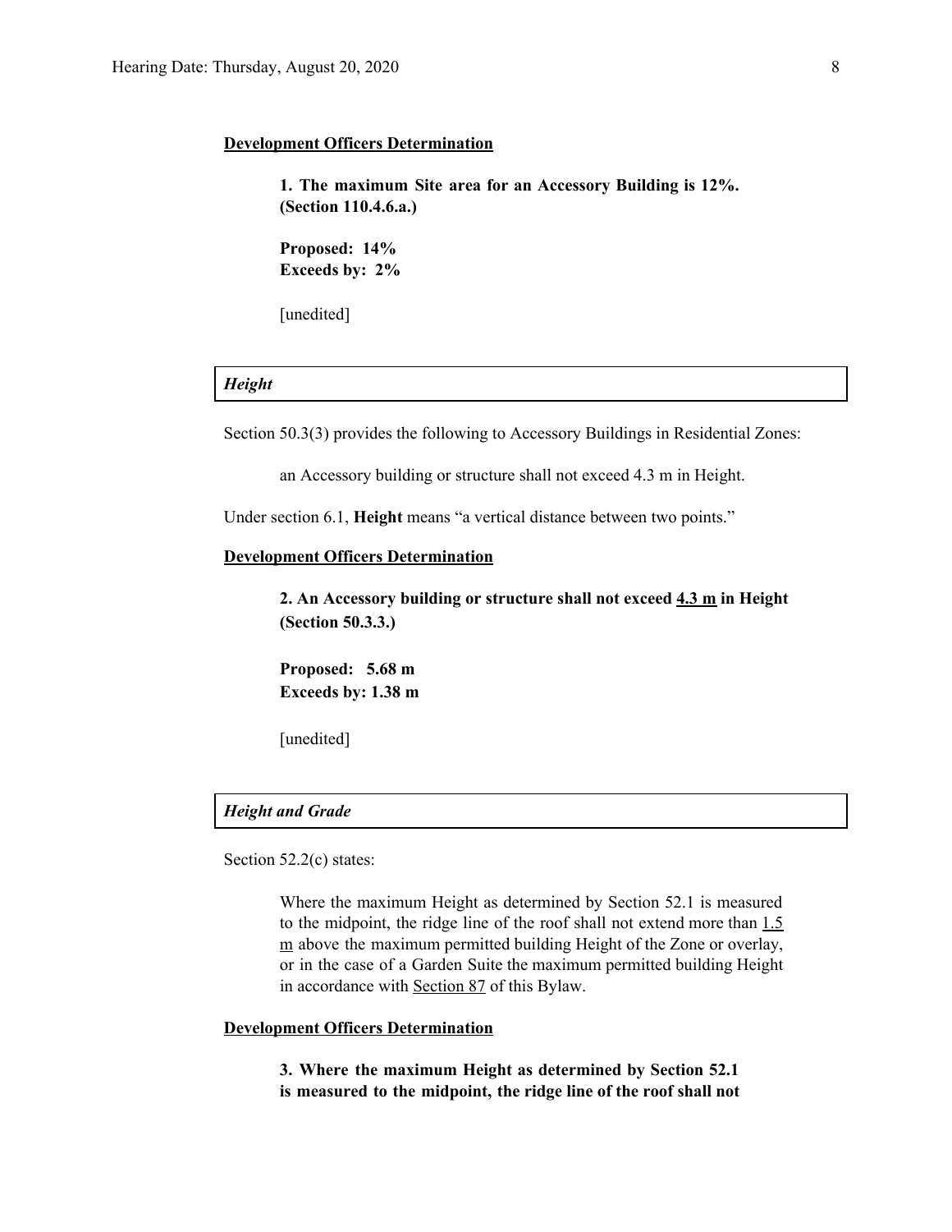**Development Officers Determination**

> **1. The maximum Site area for an Accessory Building is 12%. (Section 110.4.6.a.)**
>
> **Proposed: 14%**
> **Exceeds by: 2%**
>
> [unedited]

***Height***

Section 50.3(3) provides the following to Accessory Buildings in Residential Zones:

> an Accessory building or structure shall not exceed 4.3 m in Height.

Under section 6.1, **Height** means "a vertical distance between two points."

**Development Officers Determination**

> **2. An Accessory building or structure shall not exceed 4.3 m in Height (Section 50.3.3.)**
>
> **Proposed: 5.68 m**
> **Exceeds by: 1.38 m**
>
> [unedited]

***Height and Grade***

Section 52.2(c) states:

> Where the maximum Height as determined by Section 52.1 is measured to the midpoint, the ridge line of the roof shall not extend more than 1.5 m above the maximum permitted building Height of the Zone or overlay, or in the case of a Garden Suite the maximum permitted building Height in accordance with Section 87 of this Bylaw.

**Development Officers Determination**

> **3. Where the maximum Height as determined by Section 52.1 is measured to the midpoint, the ridge line of the roof shall not**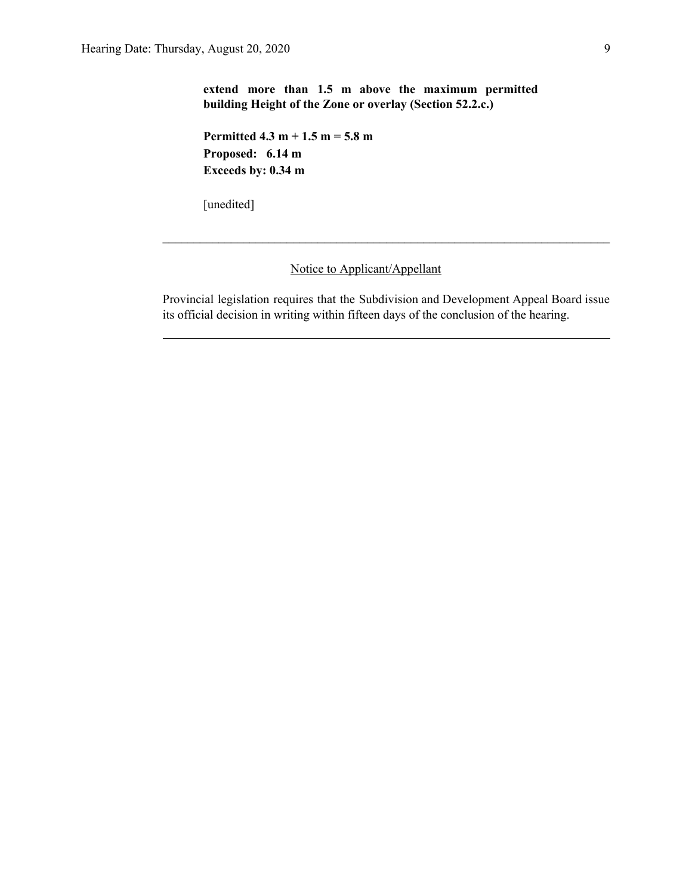**extend more than 1.5 m above the maximum permitted building Height of the Zone or overlay (Section 52.2.c.)**

**Permitted 4.3 m + 1.5 m = 5.8 m**
**Proposed: 6.14 m**
**Exceeds by: 0.34 m**

[unedited]

---

Notice to Applicant/Appellant

Provincial legislation requires that the Subdivision and Development Appeal Board issue its official decision in writing within fifteen days of the conclusion of the hearing.

---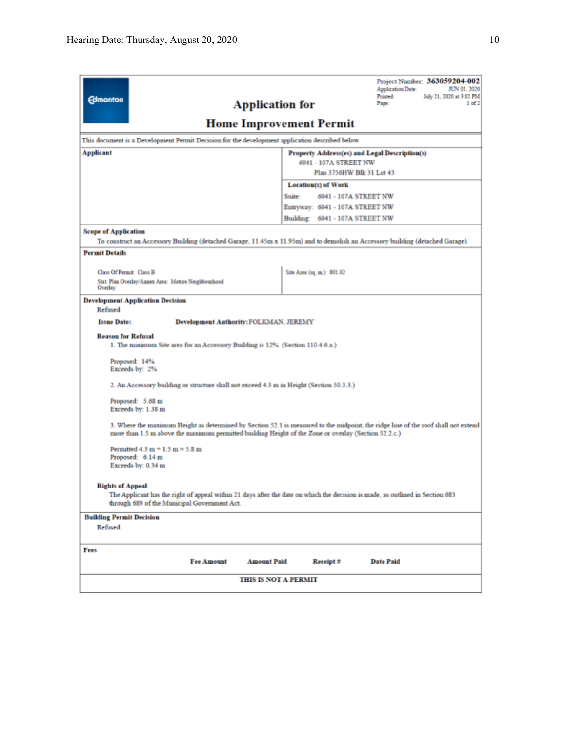Project Number: **363059204-002**
Application Date: JUN 01, 2020
Printed: July 21, 2020 at 3:02 PM
Page: 1 of 2

# Application for Home Improvement Permit

This document is a Development Permit Decision for the development application described below.

**Applicant**

**Property Address(es) and Legal Description(s)**
6041 - 107A STREET NW
Plan 3756HW Blk 31 Lot 43

**Location(s) of Work**
Suite: 6041 - 107A STREET NW
Entryway: 6041 - 107A STREET NW
Building: 6041 - 107A STREET NW

**Scope of Application**

To construct an Accessory Building (detached Garage, 11.45m x 11.95m) and to demolish an Accessory building (detached Garage).

**Permit Details**

Class Of Permit: Class B
Stat. Plan Overlay/Annex Area: Mature Neighbourhood Overlay

Site Area (sq. m.): 801.02

**Development Application Decision**

Refused

**Issue Date:** **Development Authority:** FOLKMAN, JEREMY

**Reason for Refusal**

1. The minimum Site area for an Accessory Building is 12%. (Section 110.4.6.a.)

   Proposed: 14%
   Exceeds by: 2%

2. An Accessory building or structure shall not exceed 4.3 m in Height (Section 50.3.3.)

   Proposed: 5.68 m
   Exceeds by: 1.38 m

3. Where the maximum Height as determined by Section 52.1 is measured to the midpoint, the ridge line of the roof shall not extend more than 1.5 m above the maximum permitted building Height of the Zone or overlay (Section 52.2.c.)

   Permitted 4.3 m + 1.5 m = 5.8 m
   Proposed: 6.14 m
   Exceeds by: 0.34 m

**Rights of Appeal**

The Applicant has the right of appeal within 21 days after the date on which the decision is made, as outlined in Section 683 through 689 of the Municipal Government Act.

**Building Permit Decision**

Refused

**Fees**

| Fee Amount | Amount Paid | Receipt # | Date Paid |
|---|---|---|---|

**THIS IS NOT A PERMIT**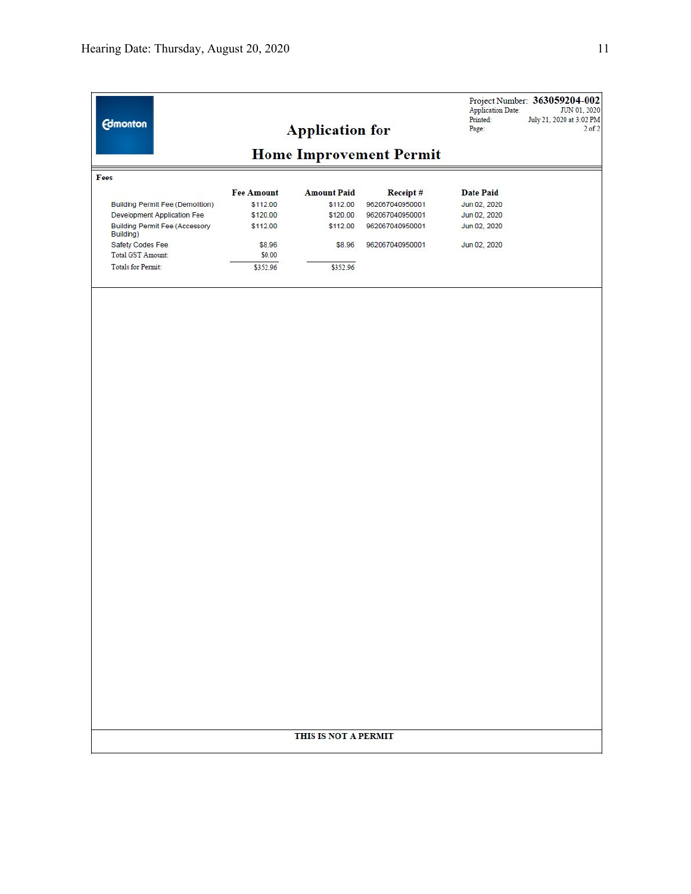# Application for Home Improvement Permit

Project Number: **363059204-002**
Application Date: JUN 01, 2020
Printed: July 21, 2020 at 3:02 PM
Page: 2 of 2

**Fees**

| | Fee Amount | Amount Paid | Receipt # | Date Paid |
|---|---|---|---|---|
| Building Permit Fee (Demolition) | $112.00 | $112.00 | 962067040950001 | Jun 02, 2020 |
| Development Application Fee | $120.00 | $120.00 | 962067040950001 | Jun 02, 2020 |
| Building Permit Fee (Accessory Building) | $112.00 | $112.00 | 962067040950001 | Jun 02, 2020 |
| Safety Codes Fee | $8.96 | $8.96 | 962067040950001 | Jun 02, 2020 |
| Total GST Amount: | $0.00 | | | |
| Totals for Permit: | $352.96 | $352.96 | | |

**THIS IS NOT A PERMIT**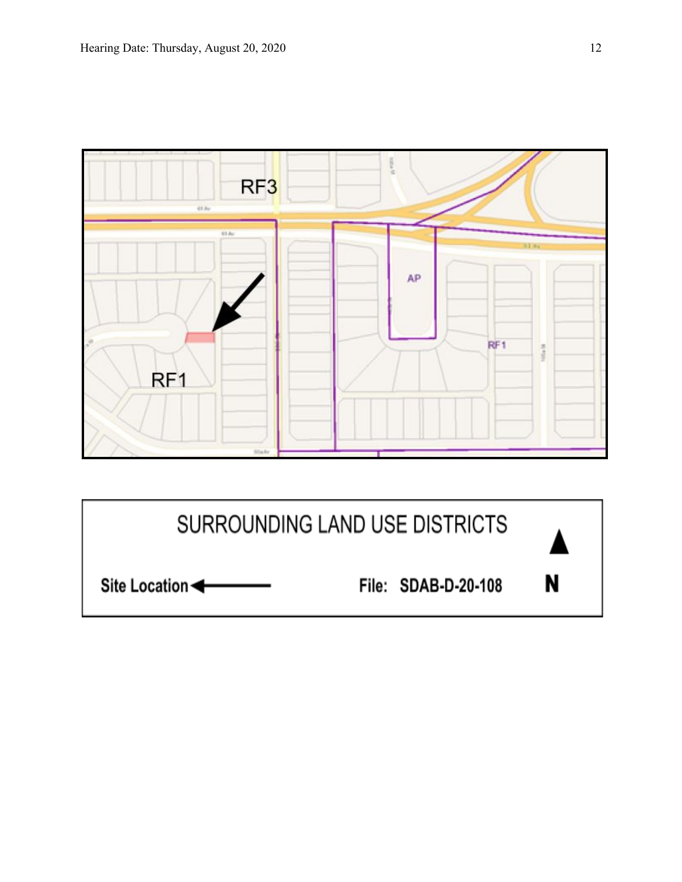RF3

RF1

AP

RF1

SURROUNDING LAND USE DISTRICTS

Site Location

File: SDAB-D-20-108

N